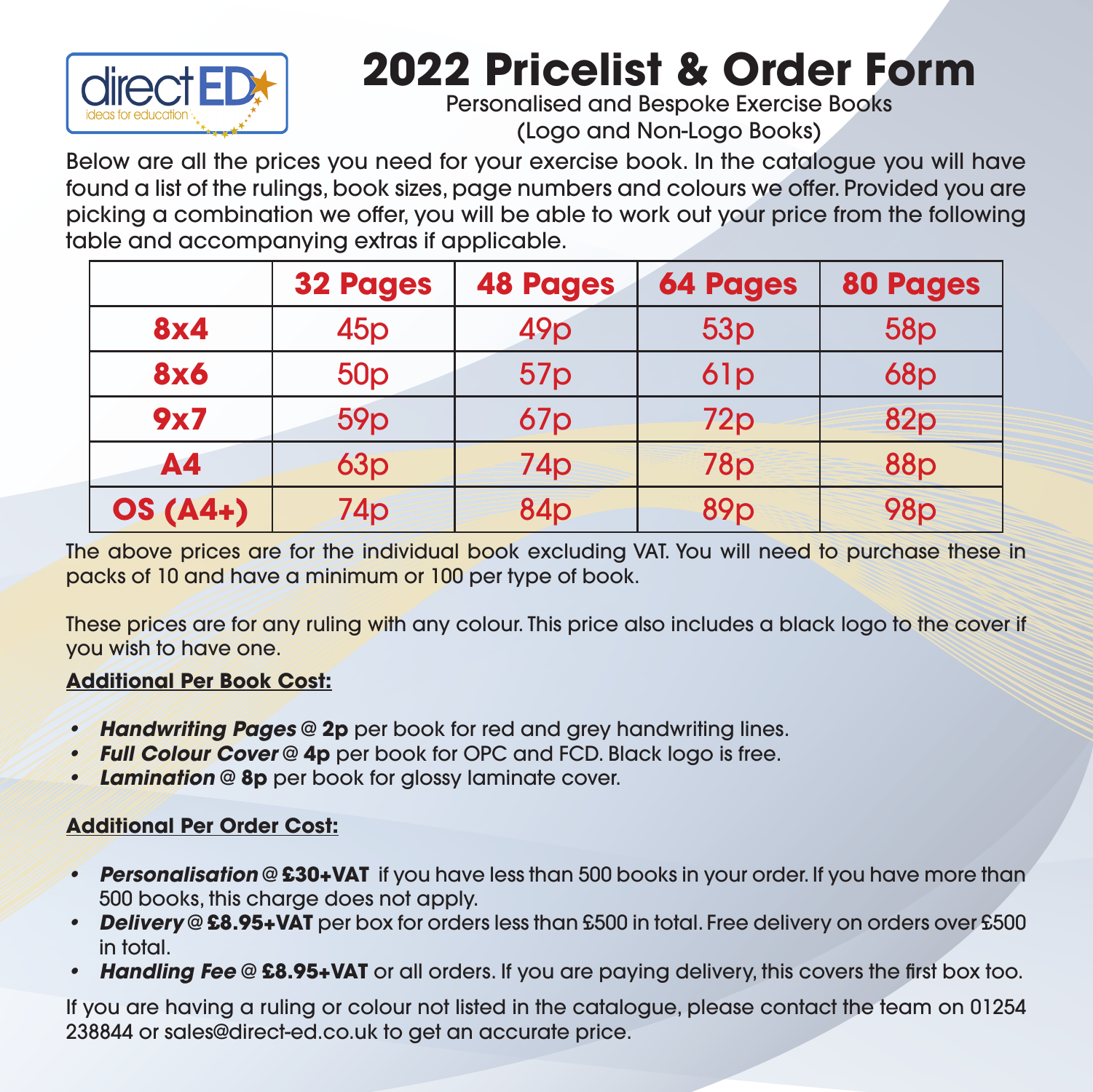directED ideas for education

# 2022 Pricelist & Order Form

Personalised and Bespoke Exercise Books
(Logo and Non-Logo Books)

Below are all the prices you need for your exercise book. In the catalogue you will have found a list of the rulings, book sizes, page numbers and colours we offer. Provided you are picking a combination we offer, you will be able to work out your price from the following table and accompanying extras if applicable.

| | 32 Pages | 48 Pages | 64 Pages | 80 Pages |
|---|---|---|---|---|
| 8x4 | 45p | 49p | 53p | 58p |
| 8x6 | 50p | 57p | 61p | 68p |
| 9x7 | 59p | 67p | 72p | 82p |
| A4 | 63p | 74p | 78p | 88p |
| OS (A4+) | 74p | 84p | 89p | 98p |

The above prices are for the individual book excluding VAT. You will need to purchase these in packs of 10 and have a minimum or 100 per type of book.

These prices are for any ruling with any colour. This price also includes a black logo to the cover if you wish to have one.

**Additional Per Book Cost:**

- ***Handwriting Pages*** @ **2p** per book for red and grey handwriting lines.
- ***Full Colour Cover*** @ **4p** per book for OPC and FCD. Black logo is free.
- ***Lamination*** @ **8p** per book for glossy laminate cover.

**Additional Per Order Cost:**

- ***Personalisation*** @ **£30+VAT** if you have less than 500 books in your order. If you have more than 500 books, this charge does not apply.
- ***Delivery*** @ **£8.95+VAT** per box for orders less than £500 in total. Free delivery on orders over £500 in total.
- ***Handling Fee*** @ **£8.95+VAT** or all orders. If you are paying delivery, this covers the first box too.

If you are having a ruling or colour not listed in the catalogue, please contact the team on 01254 238844 or sales@direct-ed.co.uk to get an accurate price.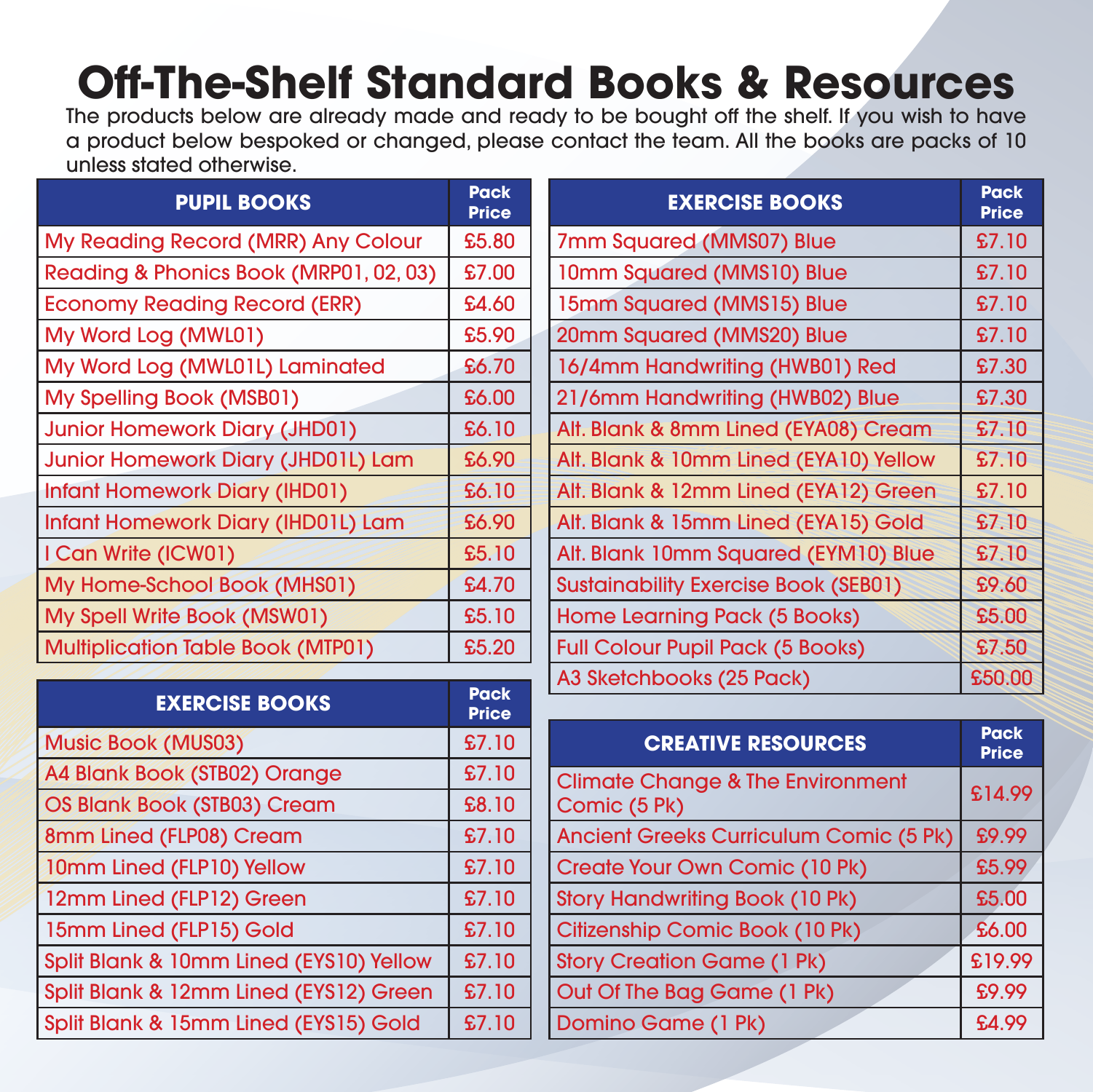# Off-The-Shelf Standard Books & Resources

The products below are already made and ready to be bought off the shelf. If you wish to have a product below bespoked or changed, please contact the team. All the books are packs of 10 unless stated otherwise.

| PUPIL BOOKS | Pack Price |
|---|---|
| My Reading Record (MRR) Any Colour | £5.80 |
| Reading & Phonics Book (MRP01, 02, 03) | £7.00 |
| Economy Reading Record (ERR) | £4.60 |
| My Word Log (MWL01) | £5.90 |
| My Word Log (MWL01L) Laminated | £6.70 |
| My Spelling Book (MSB01) | £6.00 |
| Junior Homework Diary (JHD01) | £6.10 |
| Junior Homework Diary (JHD01L) Lam | £6.90 |
| Infant Homework Diary (IHD01) | £6.10 |
| Infant Homework Diary (IHD01L) Lam | £6.90 |
| I Can Write (ICW01) | £5.10 |
| My Home-School Book (MHS01) | £4.70 |
| My Spell Write Book (MSW01) | £5.10 |
| Multiplication Table Book (MTP01) | £5.20 |

| EXERCISE BOOKS | Pack Price |
|---|---|
| Music Book (MUS03) | £7.10 |
| A4 Blank Book (STB02) Orange | £7.10 |
| OS Blank Book (STB03) Cream | £8.10 |
| 8mm Lined (FLP08) Cream | £7.10 |
| 10mm Lined (FLP10) Yellow | £7.10 |
| 12mm Lined (FLP12) Green | £7.10 |
| 15mm Lined (FLP15) Gold | £7.10 |
| Split Blank & 10mm Lined (EYS10) Yellow | £7.10 |
| Split Blank & 12mm Lined (EYS12) Green | £7.10 |
| Split Blank & 15mm Lined (EYS15) Gold | £7.10 |

| EXERCISE BOOKS | Pack Price |
|---|---|
| 7mm Squared (MMS07) Blue | £7.10 |
| 10mm Squared (MMS10) Blue | £7.10 |
| 15mm Squared (MMS15) Blue | £7.10 |
| 20mm Squared (MMS20) Blue | £7.10 |
| 16/4mm Handwriting (HWB01) Red | £7.30 |
| 21/6mm Handwriting (HWB02) Blue | £7.30 |
| Alt. Blank & 8mm Lined (EYA08) Cream | £7.10 |
| Alt. Blank & 10mm Lined (EYA10) Yellow | £7.10 |
| Alt. Blank & 12mm Lined (EYA12) Green | £7.10 |
| Alt. Blank & 15mm Lined (EYA15) Gold | £7.10 |
| Alt. Blank 10mm Squared (EYM10) Blue | £7.10 |
| Sustainability Exercise Book (SEB01) | £9.60 |
| Home Learning Pack (5 Books) | £5.00 |
| Full Colour Pupil Pack (5 Books) | £7.50 |
| A3 Sketchbooks (25 Pack) | £50.00 |

| CREATIVE RESOURCES | Pack Price |
|---|---|
| Climate Change & The Environment Comic (5 Pk) | £14.99 |
| Ancient Greeks Curriculum Comic (5 Pk) | £9.99 |
| Create Your Own Comic (10 Pk) | £5.99 |
| Story Handwriting Book (10 Pk) | £5.00 |
| Citizenship Comic Book (10 Pk) | £6.00 |
| Story Creation Game (1 Pk) | £19.99 |
| Out Of The Bag Game (1 Pk) | £9.99 |
| Domino Game (1 Pk) | £4.99 |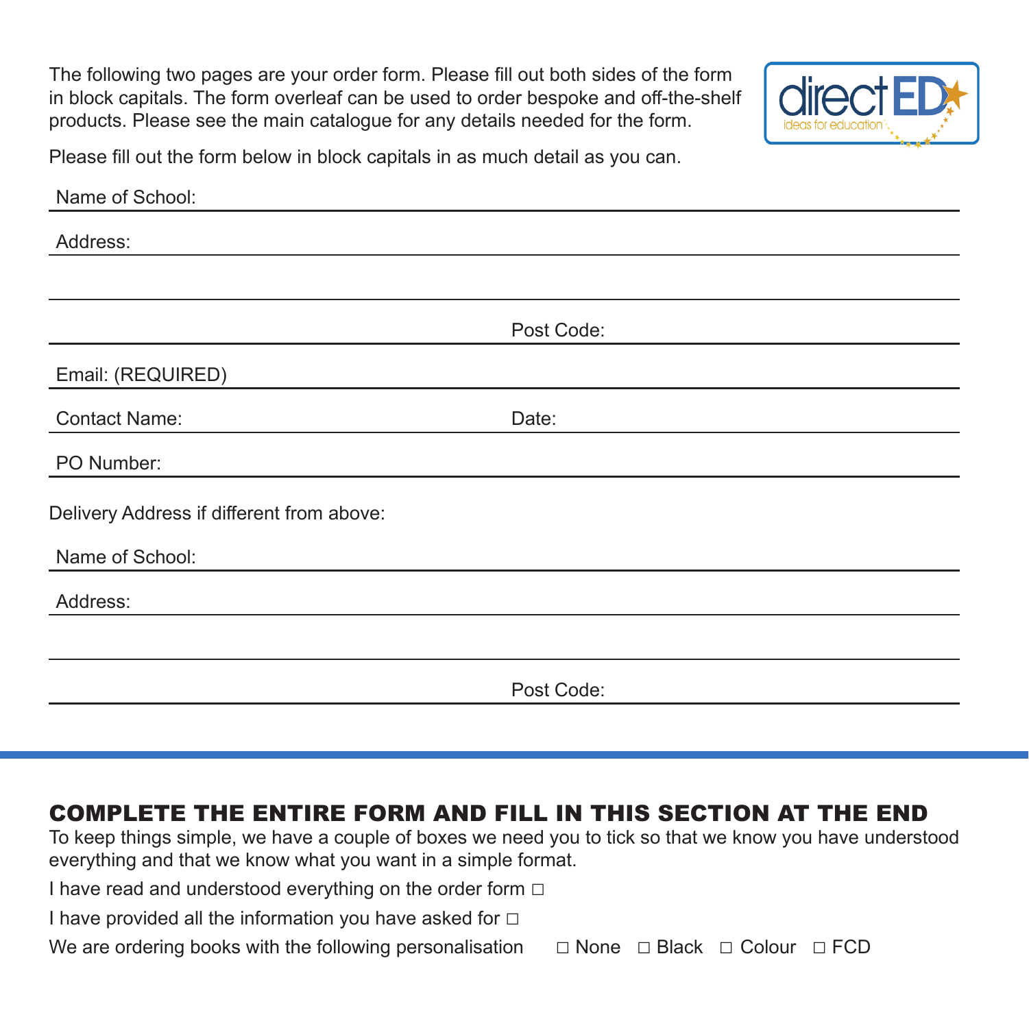The following two pages are your order form. Please fill out both sides of the form in block capitals. The form overleaf can be used to order bespoke and off-the-shelf products. Please see the main catalogue for any details needed for the form.

directED ideas for education

Please fill out the form below in block capitals in as much detail as you can.

Name of School:

Address:

Post Code:

Email: (REQUIRED)

Contact Name: Date:

PO Number:

Delivery Address if different from above:

Name of School:

Address:

Post Code:

## COMPLETE THE ENTIRE FORM AND FILL IN THIS SECTION AT THE END

To keep things simple, we have a couple of boxes we need you to tick so that we know you have understood everything and that we know what you want in a simple format.

I have read and understood everything on the order form □

I have provided all the information you have asked for □

We are ordering books with the following personalisation □ None □ Black □ Colour □ FCD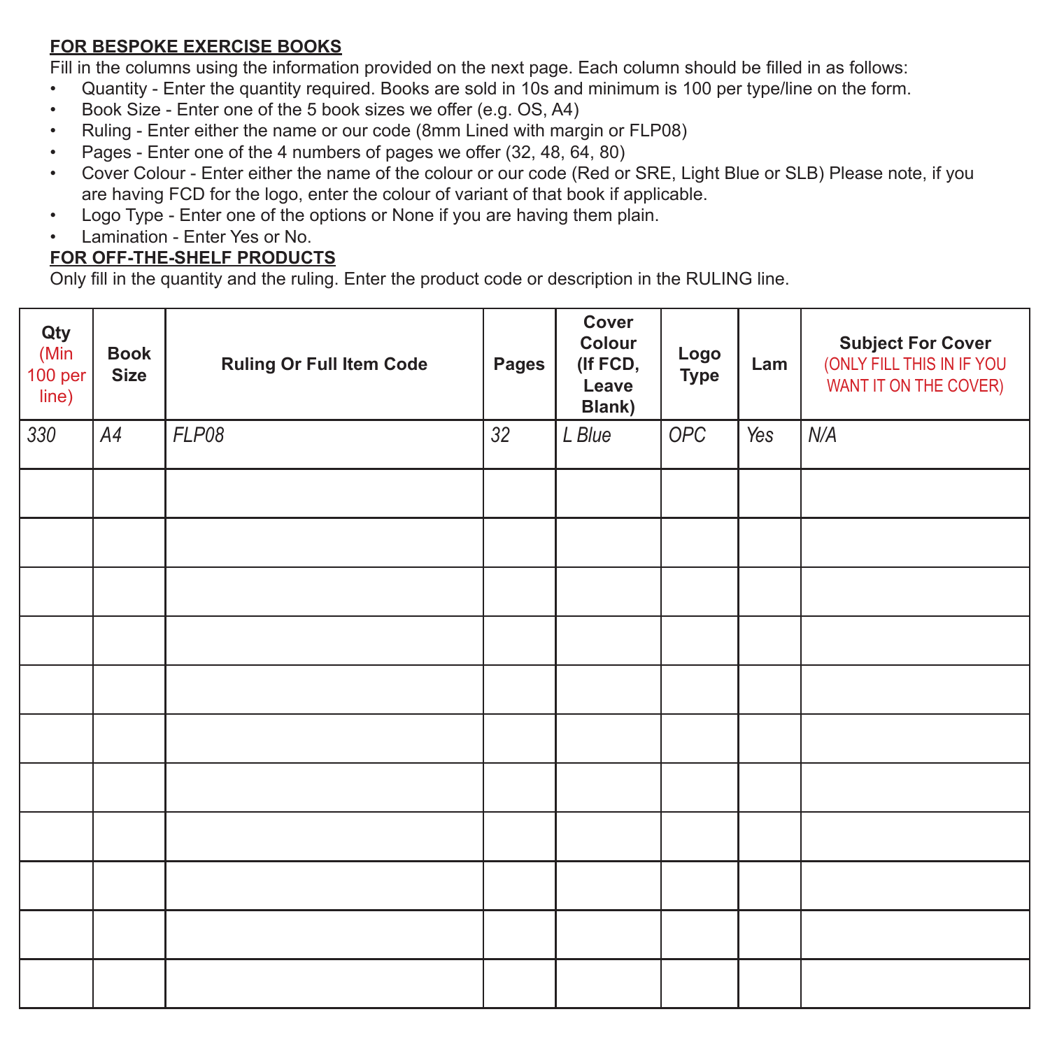## FOR BESPOKE EXERCISE BOOKS

Fill in the columns using the information provided on the next page. Each column should be filled in as follows:

- Quantity - Enter the quantity required. Books are sold in 10s and minimum is 100 per type/line on the form.
- Book Size - Enter one of the 5 book sizes we offer (e.g. OS, A4)
- Ruling - Enter either the name or our code (8mm Lined with margin or FLP08)
- Pages - Enter one of the 4 numbers of pages we offer (32, 48, 64, 80)
- Cover Colour - Enter either the name of the colour or our code (Red or SRE, Light Blue or SLB) Please note, if you are having FCD for the logo, enter the colour of variant of that book if applicable.
- Logo Type - Enter one of the options or None if you are having them plain.
- Lamination - Enter Yes or No.

## FOR OFF-THE-SHELF PRODUCTS

Only fill in the quantity and the ruling. Enter the product code or description in the RULING line.

| Qty (Min 100 per line) | Book Size | Ruling Or Full Item Code | Pages | Cover Colour (If FCD, Leave Blank) | Logo Type | Lam | Subject For Cover (ONLY FILL THIS IN IF YOU WANT IT ON THE COVER) |
|---|---|---|---|---|---|---|---|
| *330* | *A4* | *FLP08* | *32* | *L Blue* | *OPC* | *Yes* | *N/A* |
| | | | | | | | |
| | | | | | | | |
| | | | | | | | |
| | | | | | | | |
| | | | | | | | |
| | | | | | | | |
| | | | | | | | |
| | | | | | | | |
| | | | | | | | |
| | | | | | | | |
| | | | | | | | |